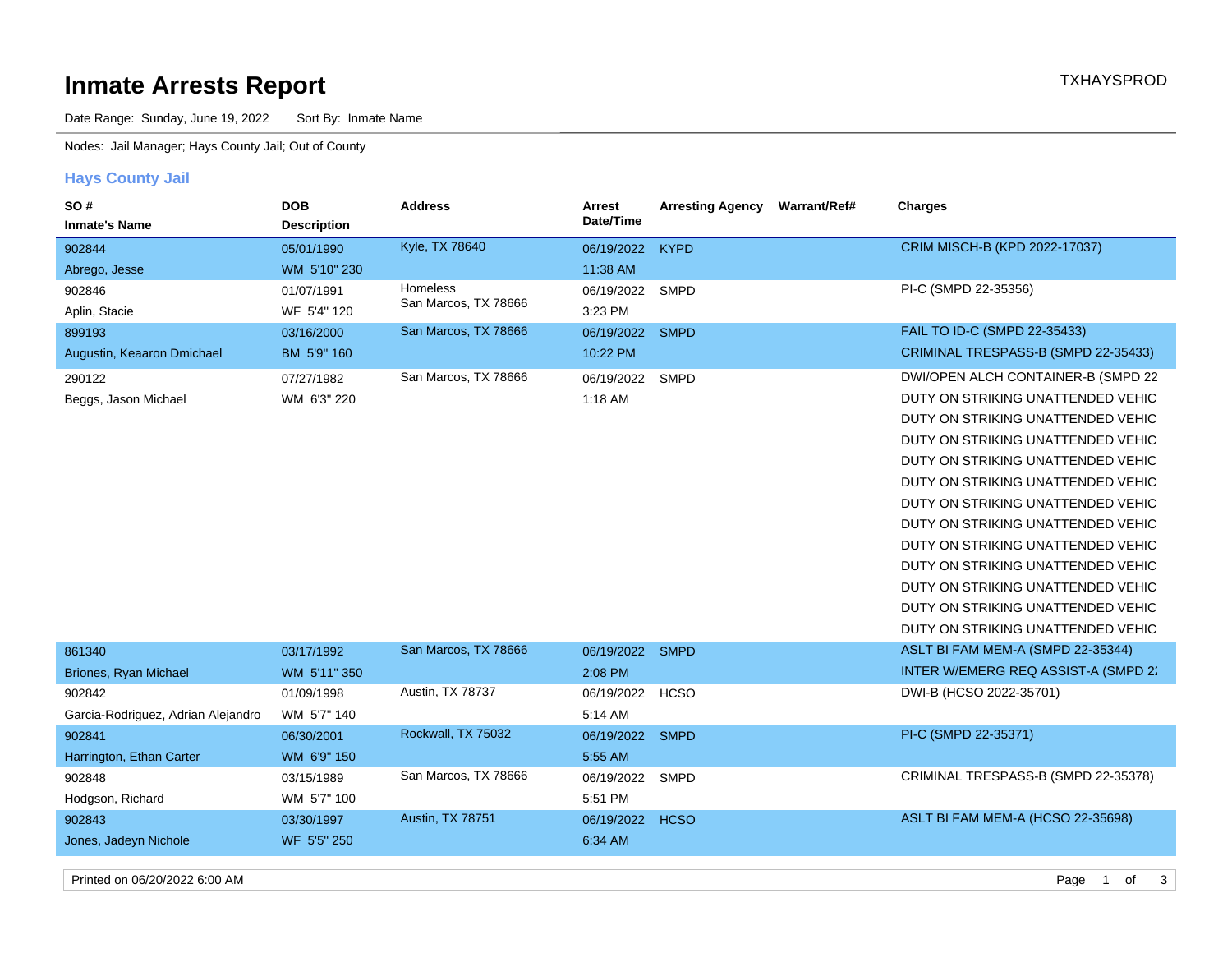# Inmate Arrests Report

TXHAYSPROD

Date Range: Sunday, June 19, 2022 Sort By: Inmate Name

Nodes: Jail Manager; Hays County Jail; Out of County

## Hays County Jail

| SO # / Inmate's Name | DOB / Description | Address | Arrest Date/Time | Arresting Agency | Warrant/Ref# | Charges |
|---|---|---|---|---|---|---|
| 902844<br>Abrego, Jesse | 05/01/1990<br>WM 5'10" 230 | Kyle, TX 78640 | 06/19/2022<br>11:38 AM | KYPD | | CRIM MISCH-B (KPD 2022-17037) |
| 902846<br>Aplin, Stacie | 01/07/1991<br>WF 5'4" 120 | Homeless<br>San Marcos, TX 78666 | 06/19/2022<br>3:23 PM | SMPD | | PI-C (SMPD 22-35356) |
| 899193<br>Augustin, Keaaron Dmichael | 03/16/2000<br>BM 5'9" 160 | San Marcos, TX 78666 | 06/19/2022<br>10:22 PM | SMPD | | FAIL TO ID-C (SMPD 22-35433)<br>CRIMINAL TRESPASS-B (SMPD 22-35433) |
| 290122<br>Beggs, Jason Michael | 07/27/1982<br>WM 6'3" 220 | San Marcos, TX 78666 | 06/19/2022<br>1:18 AM | SMPD | | DWI/OPEN ALCH CONTAINER-B (SMPD 22<br>DUTY ON STRIKING UNATTENDED VEHIC<br>DUTY ON STRIKING UNATTENDED VEHIC<br>DUTY ON STRIKING UNATTENDED VEHIC<br>DUTY ON STRIKING UNATTENDED VEHIC<br>DUTY ON STRIKING UNATTENDED VEHIC<br>DUTY ON STRIKING UNATTENDED VEHIC<br>DUTY ON STRIKING UNATTENDED VEHIC<br>DUTY ON STRIKING UNATTENDED VEHIC<br>DUTY ON STRIKING UNATTENDED VEHIC<br>DUTY ON STRIKING UNATTENDED VEHIC<br>DUTY ON STRIKING UNATTENDED VEHIC<br>DUTY ON STRIKING UNATTENDED VEHIC |
| 861340<br>Briones, Ryan Michael | 03/17/1992<br>WM 5'11" 350 | San Marcos, TX 78666 | 06/19/2022<br>2:08 PM | SMPD | | ASLT BI FAM MEM-A (SMPD 22-35344)<br>INTER W/EMERG REQ ASSIST-A (SMPD 2: |
| 902842<br>Garcia-Rodriguez, Adrian Alejandro | 01/09/1998<br>WM 5'7" 140 | Austin, TX 78737 | 06/19/2022<br>5:14 AM | HCSO | | DWI-B (HCSO 2022-35701) |
| 902841<br>Harrington, Ethan Carter | 06/30/2001<br>WM 6'9" 150 | Rockwall, TX 75032 | 06/19/2022<br>5:55 AM | SMPD | | PI-C (SMPD 22-35371) |
| 902848<br>Hodgson, Richard | 03/15/1989<br>WM 5'7" 100 | San Marcos, TX 78666 | 06/19/2022<br>5:51 PM | SMPD | | CRIMINAL TRESPASS-B (SMPD 22-35378) |
| 902843<br>Jones, Jadeyn Nichole | 03/30/1997<br>WF 5'5" 250 | Austin, TX 78751 | 06/19/2022<br>6:34 AM | HCSO | | ASLT BI FAM MEM-A (HCSO 22-35698) |

Printed on 06/20/2022 6:00 AM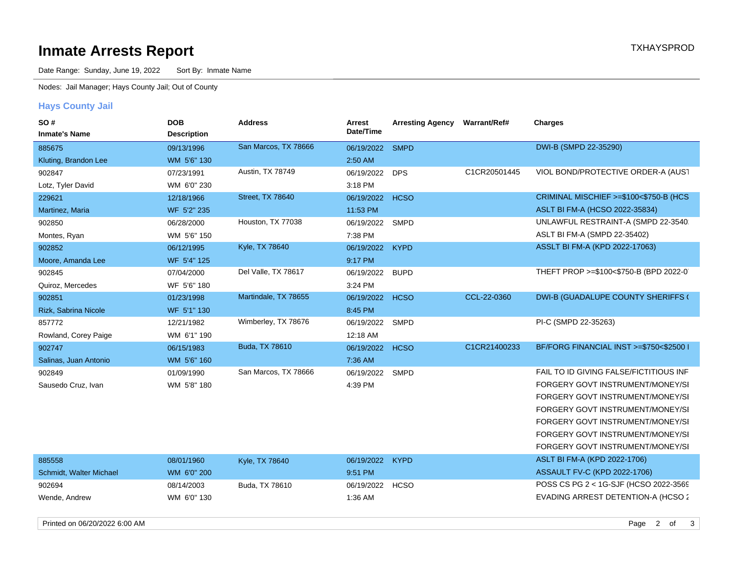# Inmate Arrests Report

TXHAYSPROD

Date Range: Sunday, June 19, 2022   Sort By: Inmate Name

Nodes: Jail Manager; Hays County Jail; Out of County

## Hays County Jail

| SO # / Inmate's Name | DOB / Description | Address | Arrest Date/Time | Arresting Agency | Warrant/Ref# | Charges |
|---|---|---|---|---|---|---|
| 885675<br>Kluting, Brandon Lee | 09/13/1996<br>WM 5'6" 130 | San Marcos, TX 78666 | 06/19/2022<br>2:50 AM | SMPD | | DWI-B (SMPD 22-35290) |
| 902847<br>Lotz, Tyler David | 07/23/1991<br>WM 6'0" 230 | Austin, TX 78749 | 06/19/2022<br>3:18 PM | DPS | C1CR20501445 | VIOL BOND/PROTECTIVE ORDER-A (AUST |
| 229621<br>Martinez, Maria | 12/18/1966<br>WF 5'2" 235 | Street, TX 78640 | 06/19/2022<br>11:53 PM | HCSO | | CRIMINAL MISCHIEF >=$100<$750-B (HCS<br>ASLT BI FM-A (HCSO 2022-35834) |
| 902850<br>Montes, Ryan | 06/28/2000<br>WM 5'6" 150 | Houston, TX 77038 | 06/19/2022<br>7:38 PM | SMPD | | UNLAWFUL RESTRAINT-A (SMPD 22-3540<br>ASLT BI FM-A (SMPD 22-35402) |
| 902852<br>Moore, Amanda Lee | 06/12/1995<br>WF 5'4" 125 | Kyle, TX 78640 | 06/19/2022<br>9:17 PM | KYPD | | ASSLT BI FM-A (KPD 2022-17063) |
| 902845<br>Quiroz, Mercedes | 07/04/2000<br>WF 5'6" 180 | Del Valle, TX 78617 | 06/19/2022<br>3:24 PM | BUPD | | THEFT PROP >=$100<$750-B (BPD 2022-0 |
| 902851<br>Rizk, Sabrina Nicole | 01/23/1998<br>WF 5'1" 130 | Martindale, TX 78655 | 06/19/2022<br>8:45 PM | HCSO | CCL-22-0360 | DWI-B (GUADALUPE COUNTY SHERIFFS ( |
| 857772<br>Rowland, Corey Paige | 12/21/1982<br>WM 6'1" 190 | Wimberley, TX 78676 | 06/19/2022<br>12:18 AM | SMPD | | PI-C (SMPD 22-35263) |
| 902747<br>Salinas, Juan Antonio | 06/15/1983<br>WM 5'6" 160 | Buda, TX 78610 | 06/19/2022<br>7:36 AM | HCSO | C1CR21400233 | BF/FORG FINANCIAL INST >=$750<$2500 I |
| 902849<br>Sausedo Cruz, Ivan | 01/09/1990<br>WM 5'8" 180 | San Marcos, TX 78666 | 06/19/2022<br>4:39 PM | SMPD | | FAIL TO ID GIVING FALSE/FICTITIOUS INF<br>FORGERY GOVT INSTRUMENT/MONEY/SI<br>FORGERY GOVT INSTRUMENT/MONEY/SI<br>FORGERY GOVT INSTRUMENT/MONEY/SI<br>FORGERY GOVT INSTRUMENT/MONEY/SI<br>FORGERY GOVT INSTRUMENT/MONEY/SI<br>FORGERY GOVT INSTRUMENT/MONEY/SI |
| 885558<br>Schmidt, Walter Michael | 08/01/1960<br>WM 6'0" 200 | Kyle, TX 78640 | 06/19/2022<br>9:51 PM | KYPD | | ASLT BI FM-A (KPD 2022-1706)<br>ASSAULT FV-C (KPD 2022-1706) |
| 902694<br>Wende, Andrew | 08/14/2003<br>WM 6'0" 130 | Buda, TX 78610 | 06/19/2022<br>1:36 AM | HCSO | | POSS CS PG 2 < 1G-SJF (HCSO 2022-3569<br>EVADING ARREST DETENTION-A (HCSO 2 |

Printed on 06/20/2022 6:00 AM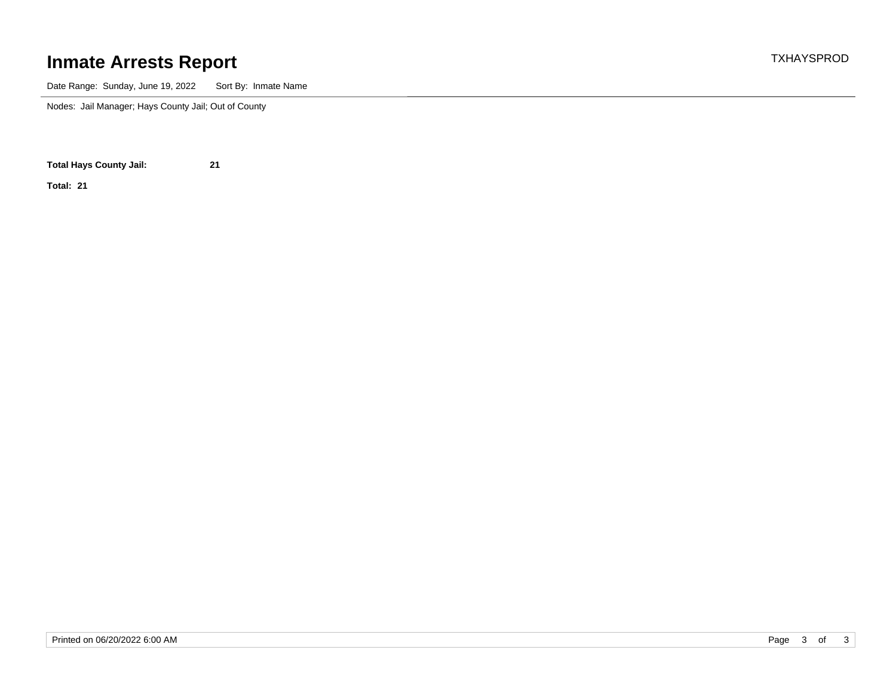# Inmate Arrests Report

TXHAYSPROD

Date Range: Sunday, June 19, 2022 Sort By: Inmate Name

Nodes: Jail Manager; Hays County Jail; Out of County

**Total Hays County Jail:** **21**

**Total: 21**

Printed on 06/20/2022 6:00 AM